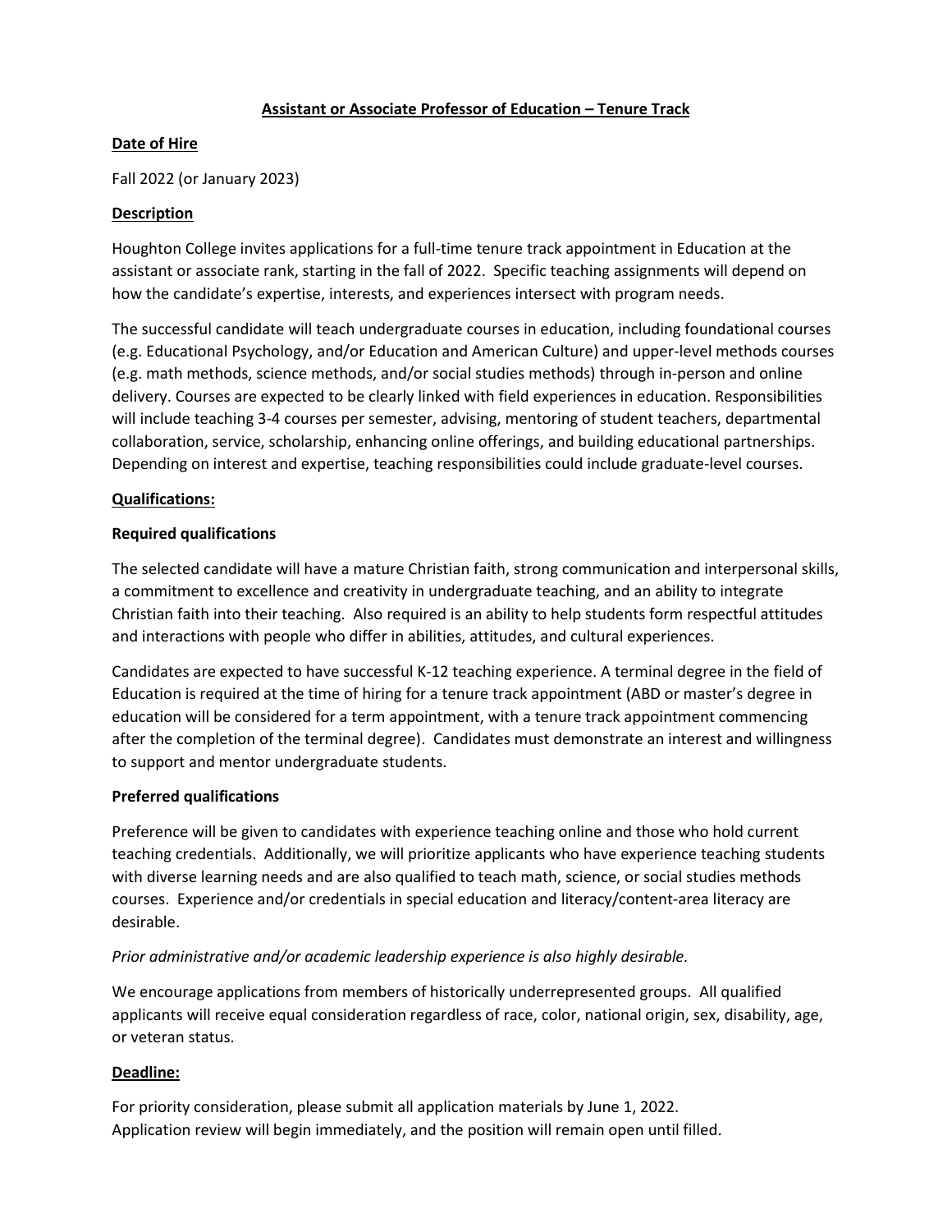# Assistant or Associate Professor of Education – Tenure Track

## Date of Hire

Fall 2022 (or January 2023)

## Description

Houghton College invites applications for a full-time tenure track appointment in Education at the assistant or associate rank, starting in the fall of 2022. Specific teaching assignments will depend on how the candidate's expertise, interests, and experiences intersect with program needs.

The successful candidate will teach undergraduate courses in education, including foundational courses (e.g. Educational Psychology, and/or Education and American Culture) and upper-level methods courses (e.g. math methods, science methods, and/or social studies methods) through in-person and online delivery. Courses are expected to be clearly linked with field experiences in education. Responsibilities will include teaching 3-4 courses per semester, advising, mentoring of student teachers, departmental collaboration, service, scholarship, enhancing online offerings, and building educational partnerships. Depending on interest and expertise, teaching responsibilities could include graduate-level courses.

## Qualifications:

### Required qualifications

The selected candidate will have a mature Christian faith, strong communication and interpersonal skills, a commitment to excellence and creativity in undergraduate teaching, and an ability to integrate Christian faith into their teaching. Also required is an ability to help students form respectful attitudes and interactions with people who differ in abilities, attitudes, and cultural experiences.

Candidates are expected to have successful K-12 teaching experience. A terminal degree in the field of Education is required at the time of hiring for a tenure track appointment (ABD or master's degree in education will be considered for a term appointment, with a tenure track appointment commencing after the completion of the terminal degree). Candidates must demonstrate an interest and willingness to support and mentor undergraduate students.

### Preferred qualifications

Preference will be given to candidates with experience teaching online and those who hold current teaching credentials. Additionally, we will prioritize applicants who have experience teaching students with diverse learning needs and are also qualified to teach math, science, or social studies methods courses. Experience and/or credentials in special education and literacy/content-area literacy are desirable.

*Prior administrative and/or academic leadership experience is also highly desirable.*

We encourage applications from members of historically underrepresented groups. All qualified applicants will receive equal consideration regardless of race, color, national origin, sex, disability, age, or veteran status.

## Deadline:

For priority consideration, please submit all application materials by June 1, 2022.
Application review will begin immediately, and the position will remain open until filled.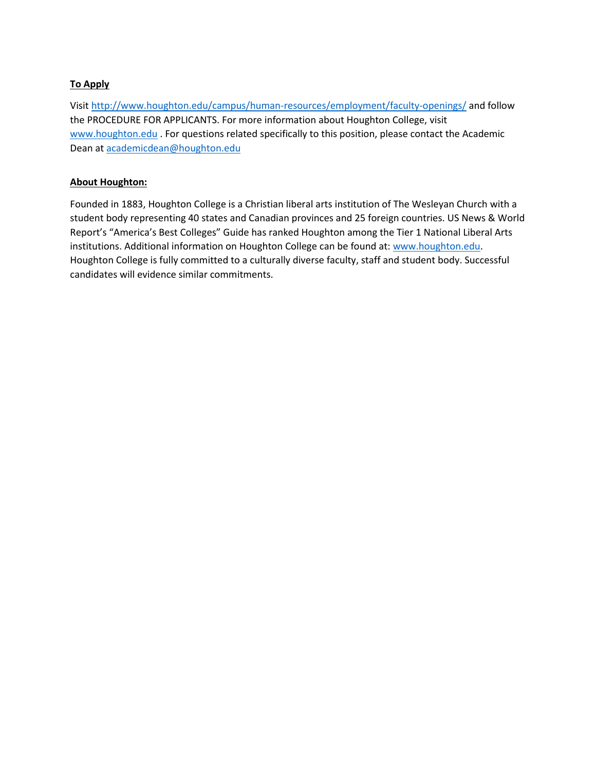**To Apply**

Visit http://www.houghton.edu/campus/human-resources/employment/faculty-openings/ and follow the PROCEDURE FOR APPLICANTS. For more information about Houghton College, visit www.houghton.edu . For questions related specifically to this position, please contact the Academic Dean at academicdean@houghton.edu

**About Houghton:**

Founded in 1883, Houghton College is a Christian liberal arts institution of The Wesleyan Church with a student body representing 40 states and Canadian provinces and 25 foreign countries. US News & World Report's "America's Best Colleges" Guide has ranked Houghton among the Tier 1 National Liberal Arts institutions. Additional information on Houghton College can be found at: www.houghton.edu. Houghton College is fully committed to a culturally diverse faculty, staff and student body. Successful candidates will evidence similar commitments.